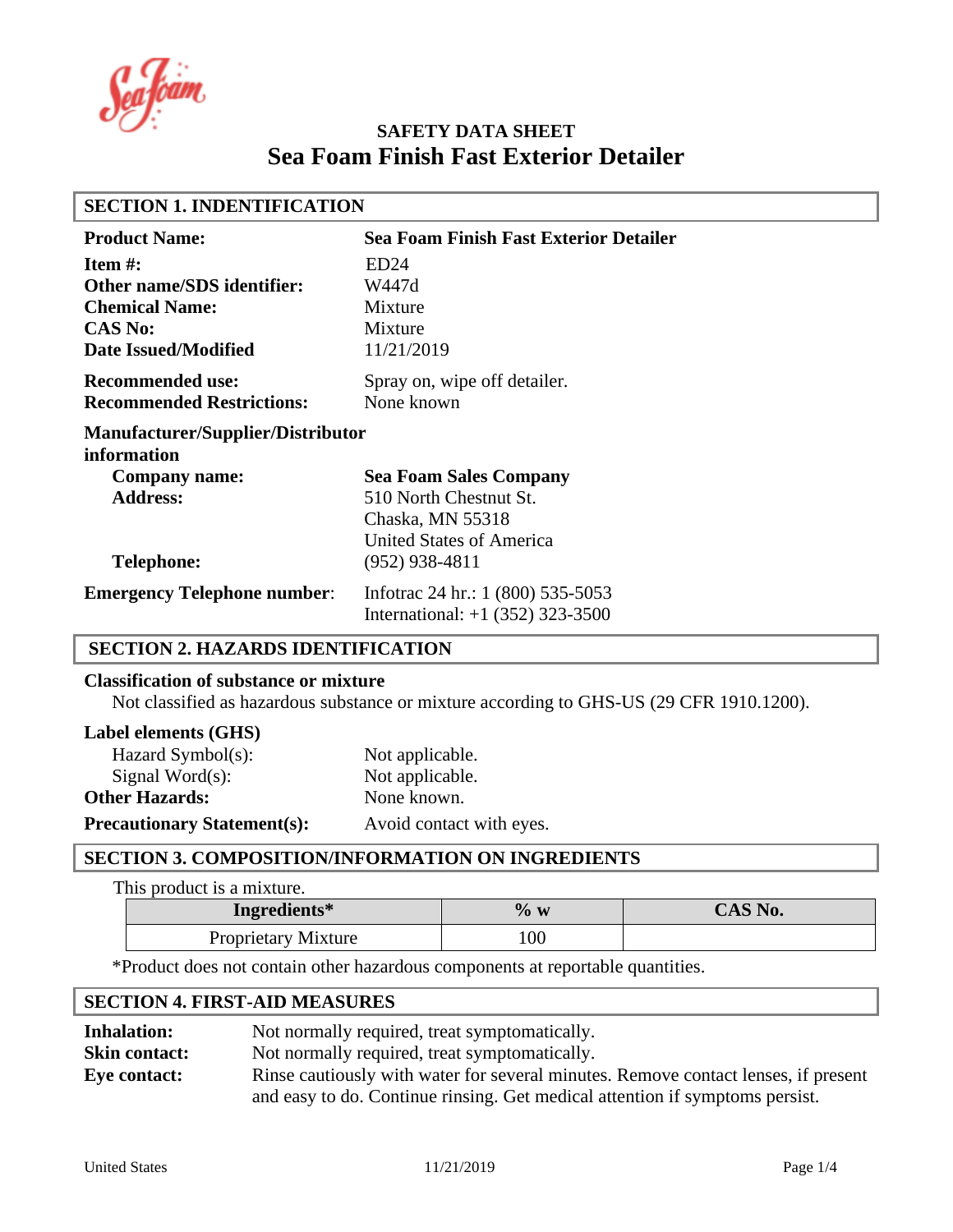# SAFETY DATA SHEET

# Sea Foam Finish Fast Exterior Detailer

## SECTION 1. INDENTIFICATION

| | |
|---|---|
| **Product Name:** | **Sea Foam Finish Fast Exterior Detailer** |
| **Item #:** | ED24 |
| **Other name/SDS identifier:** | W447d |
| **Chemical Name:** | Mixture |
| **CAS No:** | Mixture |
| **Date Issued/Modified** | 11/21/2019 |
| **Recommended use:** | Spray on, wipe off detailer. |
| **Recommended Restrictions:** | None known |

**Manufacturer/Supplier/Distributor information**

| | |
|---|---|
| **Company name:** | **Sea Foam Sales Company** |
| **Address:** | 510 North Chestnut St.<br>Chaska, MN 55318<br>United States of America |
| **Telephone:** | (952) 938-4811 |

**Emergency Telephone number**: Infotrac 24 hr.: 1 (800) 535-5053
International: +1 (352) 323-3500

## SECTION 2. HAZARDS IDENTIFICATION

**Classification of substance or mixture**

Not classified as hazardous substance or mixture according to GHS-US (29 CFR 1910.1200).

**Label elements (GHS)**

| | |
|---|---|
| Hazard Symbol(s): | Not applicable. |
| Signal Word(s): | Not applicable. |
| **Other Hazards:** | None known. |
| **Precautionary Statement(s):** | Avoid contact with eyes. |

## SECTION 3. COMPOSITION/INFORMATION ON INGREDIENTS

This product is a mixture.

| Ingredients* | % w | CAS No. |
|---|---|---|
| Proprietary Mixture | 100 | |

*Product does not contain other hazardous components at reportable quantities.

## SECTION 4. FIRST-AID MEASURES

| | |
|---|---|
| **Inhalation:** | Not normally required, treat symptomatically. |
| **Skin contact:** | Not normally required, treat symptomatically. |
| **Eye contact:** | Rinse cautiously with water for several minutes. Remove contact lenses, if present and easy to do. Continue rinsing. Get medical attention if symptoms persist. |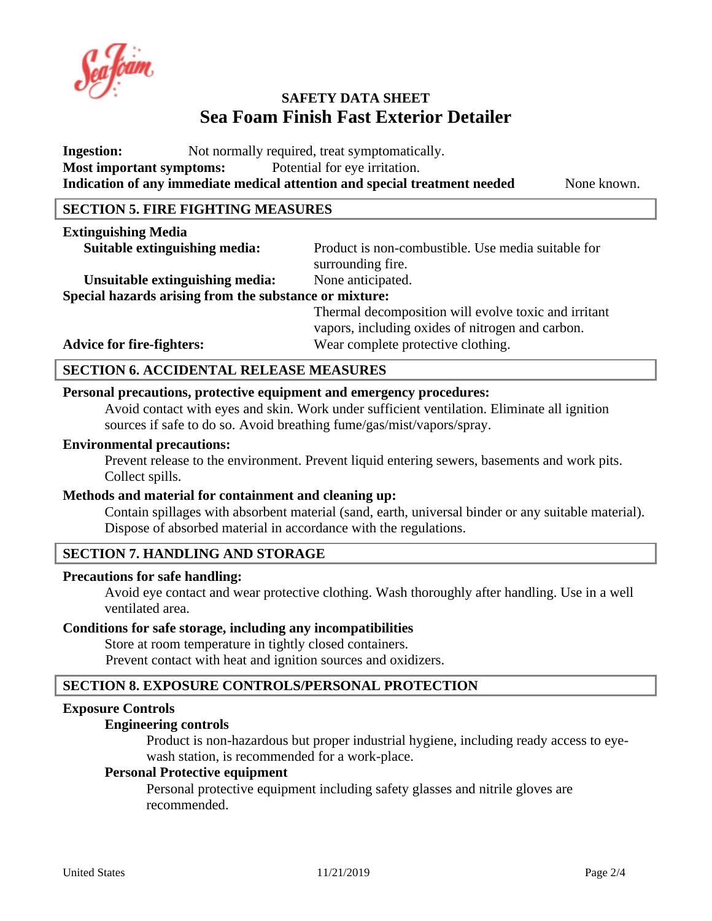**Ingestion:** Not normally required, treat symptomatically.
**Most important symptoms:** Potential for eye irritation.
**Indication of any immediate medical attention and special treatment needed** None known.

## SECTION 5. FIRE FIGHTING MEASURES

**Extinguishing Media**

**Suitable extinguishing media:** Product is non-combustible. Use media suitable for surrounding fire.

**Unsuitable extinguishing media:** None anticipated.

**Special hazards arising from the substance or mixture:**
Thermal decomposition will evolve toxic and irritant vapors, including oxides of nitrogen and carbon.

**Advice for fire-fighters:** Wear complete protective clothing.

## SECTION 6. ACCIDENTAL RELEASE MEASURES

**Personal precautions, protective equipment and emergency procedures:**

Avoid contact with eyes and skin. Work under sufficient ventilation. Eliminate all ignition sources if safe to do so. Avoid breathing fume/gas/mist/vapors/spray.

**Environmental precautions:**

Prevent release to the environment. Prevent liquid entering sewers, basements and work pits. Collect spills.

**Methods and material for containment and cleaning up:**

Contain spillages with absorbent material (sand, earth, universal binder or any suitable material). Dispose of absorbed material in accordance with the regulations.

## SECTION 7. HANDLING AND STORAGE

**Precautions for safe handling:**

Avoid eye contact and wear protective clothing. Wash thoroughly after handling. Use in a well ventilated area.

**Conditions for safe storage, including any incompatibilities**

Store at room temperature in tightly closed containers.
Prevent contact with heat and ignition sources and oxidizers.

## SECTION 8. EXPOSURE CONTROLS/PERSONAL PROTECTION

**Exposure Controls**

**Engineering controls**

Product is non-hazardous but proper industrial hygiene, including ready access to eye-wash station, is recommended for a work-place.

**Personal Protective equipment**

Personal protective equipment including safety glasses and nitrile gloves are recommended.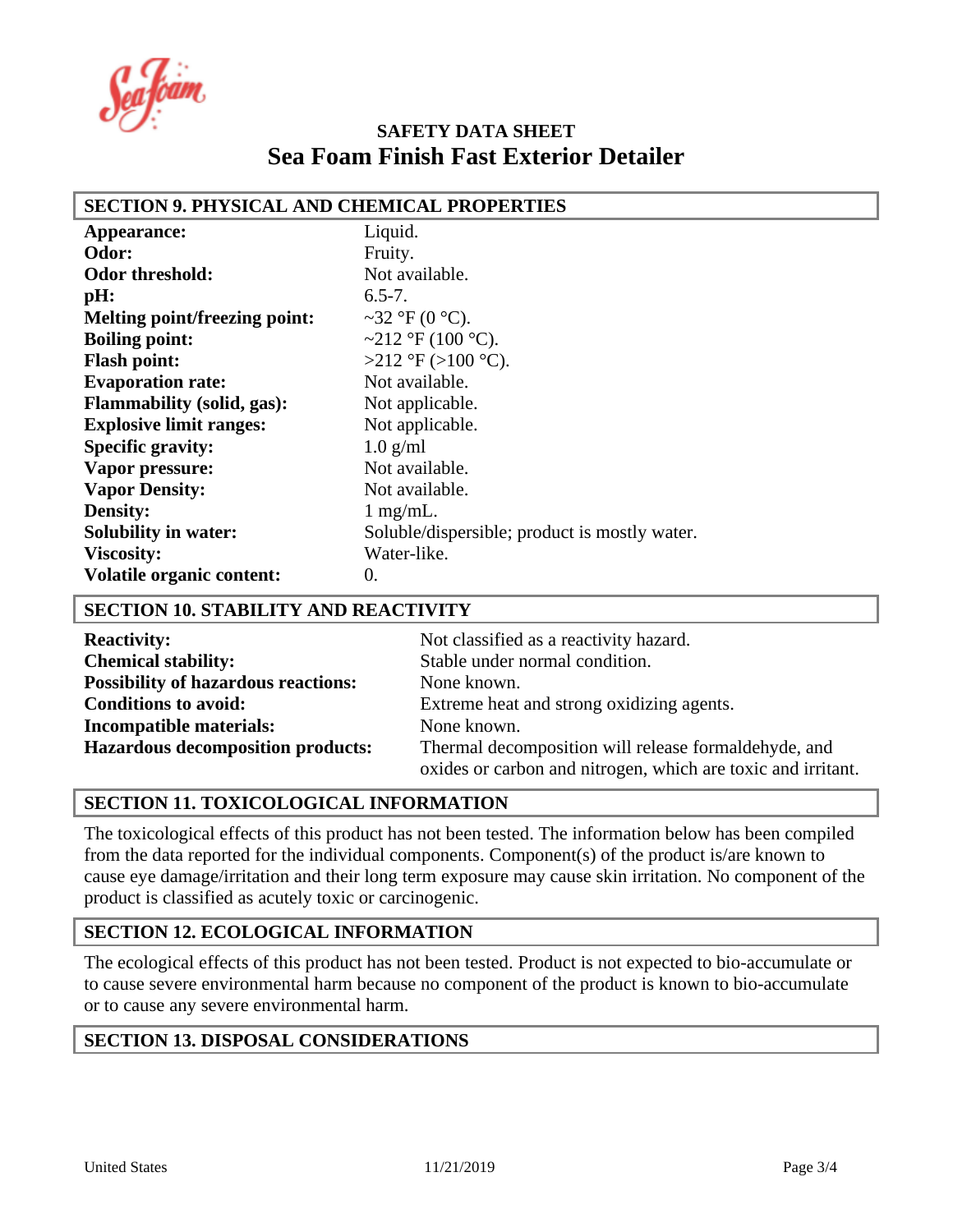**SAFETY DATA SHEET**

# Sea Foam Finish Fast Exterior Detailer

## SECTION 9. PHYSICAL AND CHEMICAL PROPERTIES

| | |
|---|---|
| **Appearance:** | Liquid. |
| **Odor:** | Fruity. |
| **Odor threshold:** | Not available. |
| **pH:** | 6.5-7. |
| **Melting point/freezing point:** | ~32 °F (0 °C). |
| **Boiling point:** | ~212 °F (100 °C). |
| **Flash point:** | >212 °F (>100 °C). |
| **Evaporation rate:** | Not available. |
| **Flammability (solid, gas):** | Not applicable. |
| **Explosive limit ranges:** | Not applicable. |
| **Specific gravity:** | 1.0 g/ml |
| **Vapor pressure:** | Not available. |
| **Vapor Density:** | Not available. |
| **Density:** | 1 mg/mL. |
| **Solubility in water:** | Soluble/dispersible; product is mostly water. |
| **Viscosity:** | Water-like. |
| **Volatile organic content:** | 0. |

## SECTION 10. STABILITY AND REACTIVITY

| | |
|---|---|
| **Reactivity:** | Not classified as a reactivity hazard. |
| **Chemical stability:** | Stable under normal condition. |
| **Possibility of hazardous reactions:** | None known. |
| **Conditions to avoid:** | Extreme heat and strong oxidizing agents. |
| **Incompatible materials:** | None known. |
| **Hazardous decomposition products:** | Thermal decomposition will release formaldehyde, and oxides or carbon and nitrogen, which are toxic and irritant. |

## SECTION 11. TOXICOLOGICAL INFORMATION

The toxicological effects of this product has not been tested. The information below has been compiled from the data reported for the individual components. Component(s) of the product is/are known to cause eye damage/irritation and their long term exposure may cause skin irritation. No component of the product is classified as acutely toxic or carcinogenic.

## SECTION 12. ECOLOGICAL INFORMATION

The ecological effects of this product has not been tested. Product is not expected to bio-accumulate or to cause severe environmental harm because no component of the product is known to bio-accumulate or to cause any severe environmental harm.

## SECTION 13. DISPOSAL CONSIDERATIONS

United States 11/21/2019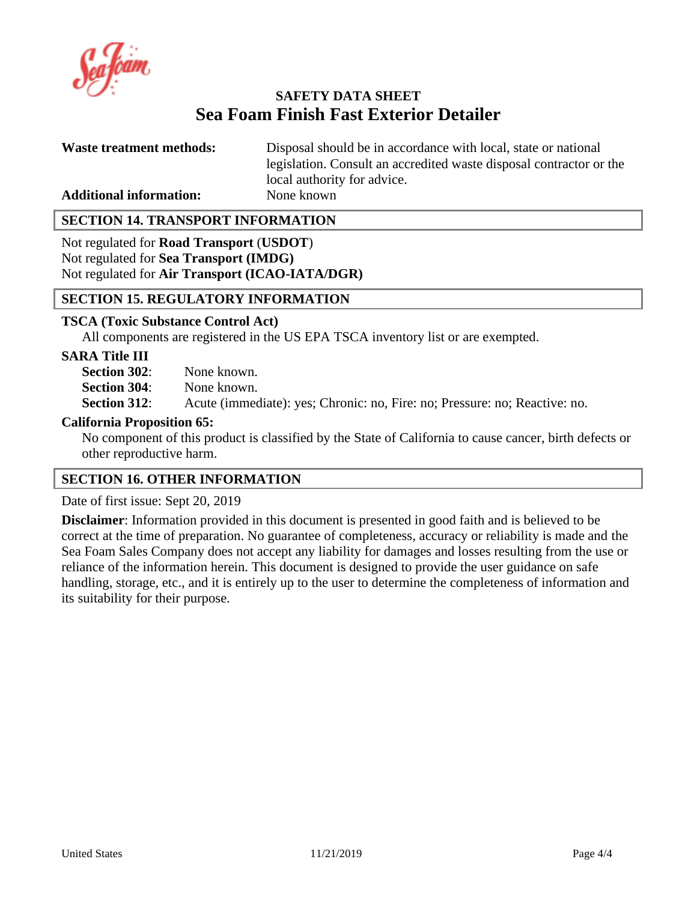**SAFETY DATA SHEET**

# Sea Foam Finish Fast Exterior Detailer

| | |
|---|---|
| **Waste treatment methods:** | Disposal should be in accordance with local, state or national legislation. Consult an accredited waste disposal contractor or the local authority for advice. |
| **Additional information:** | None known |

## SECTION 14. TRANSPORT INFORMATION

Not regulated for **Road Transport** (**USDOT**)
Not regulated for **Sea Transport (IMDG)**
Not regulated for **Air Transport (ICAO-IATA/DGR)**

## SECTION 15. REGULATORY INFORMATION

**TSCA (Toxic Substance Control Act)**

All components are registered in the US EPA TSCA inventory list or are exempted.

**SARA Title III**

**Section 302**: None known.
**Section 304**: None known.
**Section 312**: Acute (immediate): yes; Chronic: no, Fire: no; Pressure: no; Reactive: no.

**California Proposition 65:**

No component of this product is classified by the State of California to cause cancer, birth defects or other reproductive harm.

## SECTION 16. OTHER INFORMATION

Date of first issue: Sept 20, 2019

**Disclaimer**: Information provided in this document is presented in good faith and is believed to be correct at the time of preparation. No guarantee of completeness, accuracy or reliability is made and the Sea Foam Sales Company does not accept any liability for damages and losses resulting from the use or reliance of the information herein. This document is designed to provide the user guidance on safe handling, storage, etc., and it is entirely up to the user to determine the completeness of information and its suitability for their purpose.